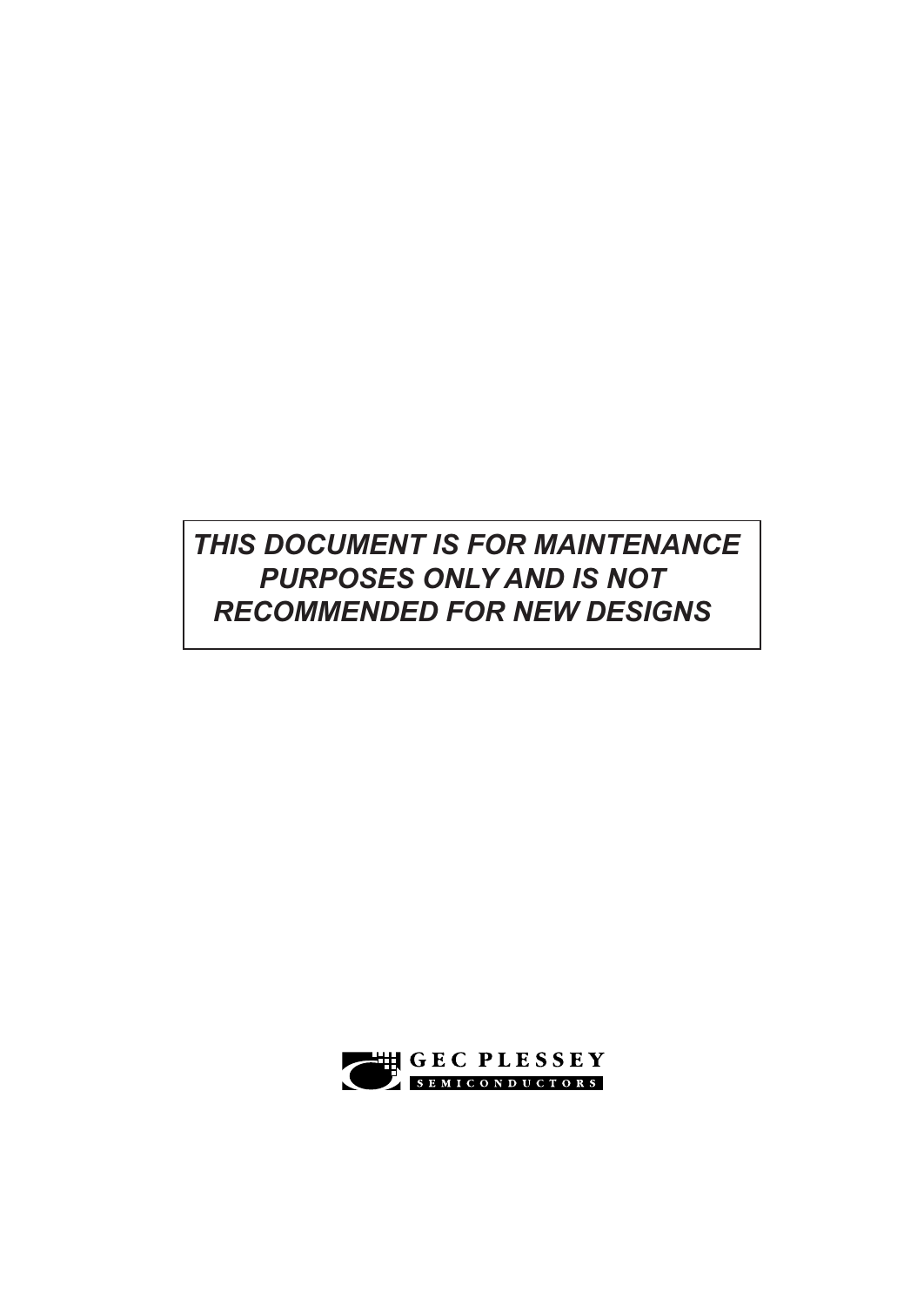***THIS DOCUMENT IS FOR MAINTENANCE PURPOSES ONLY AND IS NOT RECOMMENDED FOR NEW DESIGNS***

GEC PLESSEY
SEMICONDUCTORS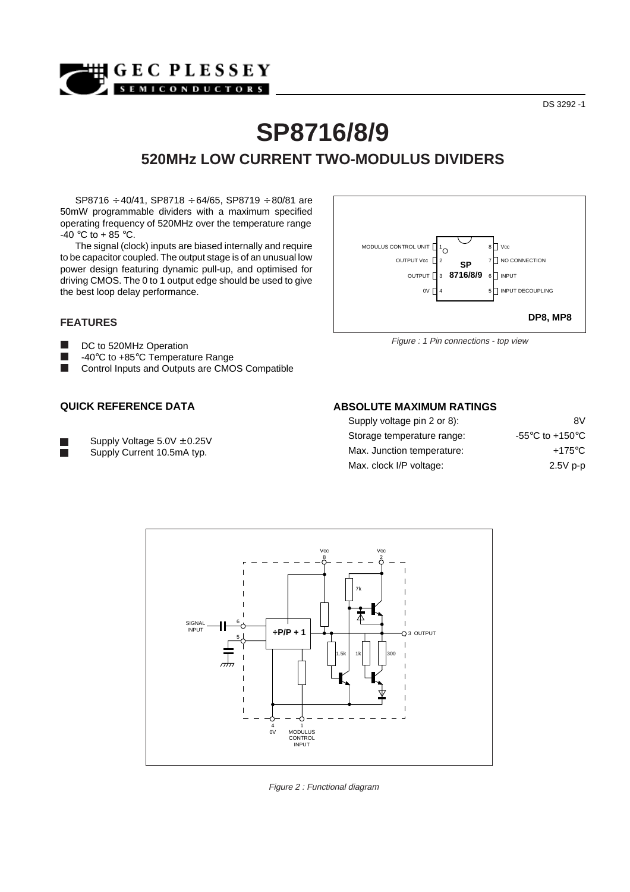# SP8716/8/9

## 520MHz LOW CURRENT TWO-MODULUS DIVIDERS

SP8716 ÷40/41, SP8718 ÷64/65, SP8719 ÷80/81 are 50mW programmable dividers with a maximum specified operating frequency of 520MHz over the temperature range -40 °C to + 85 °C.

The signal (clock) inputs are biased internally and require to be capacitor coupled. The output stage is of an unusual low power design featuring dynamic pull-up, and optimised for driving CMOS. The 0 to 1 output edge should be used to give the best loop delay performance.

### FEATURES

- DC to 520MHz Operation
- -40°C to +85°C Temperature Range
- Control Inputs and Outputs are CMOS Compatible

### QUICK REFERENCE DATA

- Supply Voltage 5.0V ± 0.25V
- Supply Current 10.5mA typ.

Figure : 1 Pin connections - top view

### ABSOLUTE MAXIMUM RATINGS

| | |
|---|---|
| Supply voltage pin 2 or 8): | 8V |
| Storage temperature range: | -55°C to +150°C |
| Max. Junction temperature: | +175°C |
| Max. clock I/P voltage: | 2.5V p-p |

Figure 2 : Functional diagram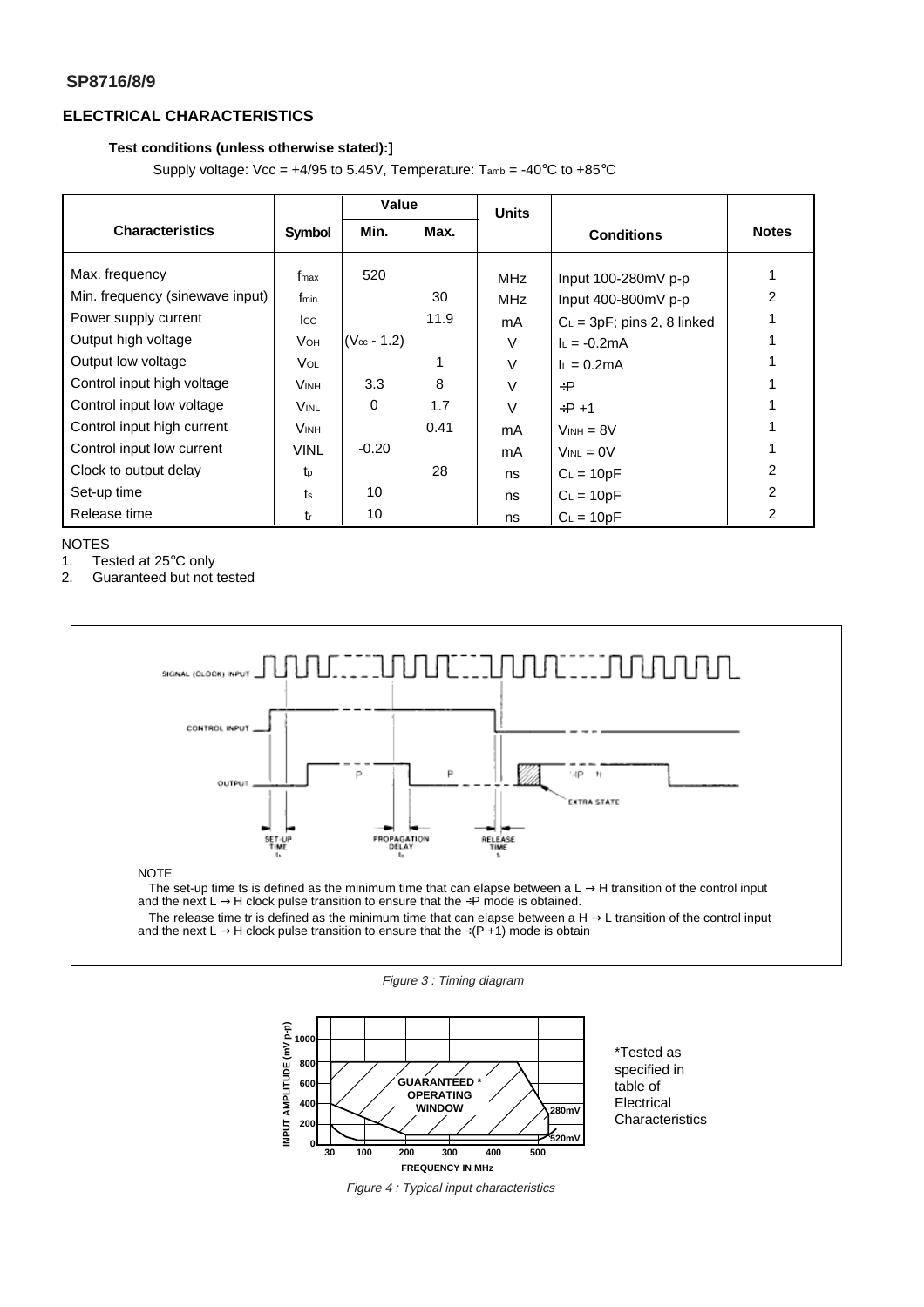## ELECTRICAL CHARACTERISTICS

**Test conditions (unless otherwise stated):]**

Supply voltage: Vcc = +4/95 to 5.45V, Temperature: $T_{amb}$ = -40°C to +85°C

| Characteristics | Symbol | Value | | Units | Conditions | Notes |
|---|---|---|---|---|---|---|
| | | Min. | Max. | | | |
| Max. frequency | $f_{max}$ | 520 | | MHz | Input 100-280mV p-p | 1 |
| Min. frequency (sinewave input) | $f_{min}$ | | 30 | MHz | Input 400-800mV p-p | 2 |
| Power supply current | $I_{CC}$ | | 11.9 | mA | $C_L$ = 3pF; pins 2, 8 linked | 1 |
| Output high voltage | $V_{OH}$ | ($V_{cc}$ - 1.2) | | V | $I_L$ = -0.2mA | 1 |
| Output low voltage | $V_{OL}$ | | 1 | V | $I_L$ = 0.2mA | 1 |
| Control input high voltage | $V_{INH}$ | 3.3 | 8 | V | ÷P | 1 |
| Control input low voltage | $V_{INL}$ | 0 | 1.7 | V | ÷P +1 | 1 |
| Control input high current | $V_{INH}$ | | 0.41 | mA | $V_{INH}$ = 8V | 1 |
| Control input low current | VINL | -0.20 | | mA | $V_{INL}$ = 0V | 1 |
| Clock to output delay | $t_p$ | | 28 | ns | $C_L$ = 10pF | 2 |
| Set-up time | $t_s$ | 10 | | ns | $C_L$ = 10pF | 2 |
| Release time | $t_r$ | 10 | | ns | $C_L$ = 10pF | 2 |

NOTES

1. Tested at 25°C only
2. Guaranteed but not tested

NOTE

The set-up time ts is defined as the minimum time that can elapse between a L → H transition of the control input and the next L → H clock pulse transition to ensure that the ÷P mode is obtained.

The release time tr is defined as the minimum time that can elapse between a H → L transition of the control input and the next L → H clock pulse transition to ensure that the ÷(P +1) mode is obtain

*Figure 3 : Timing diagram*

*Tested as specified in table of Electrical Characteristics

*Figure 4 : Typical input characteristics*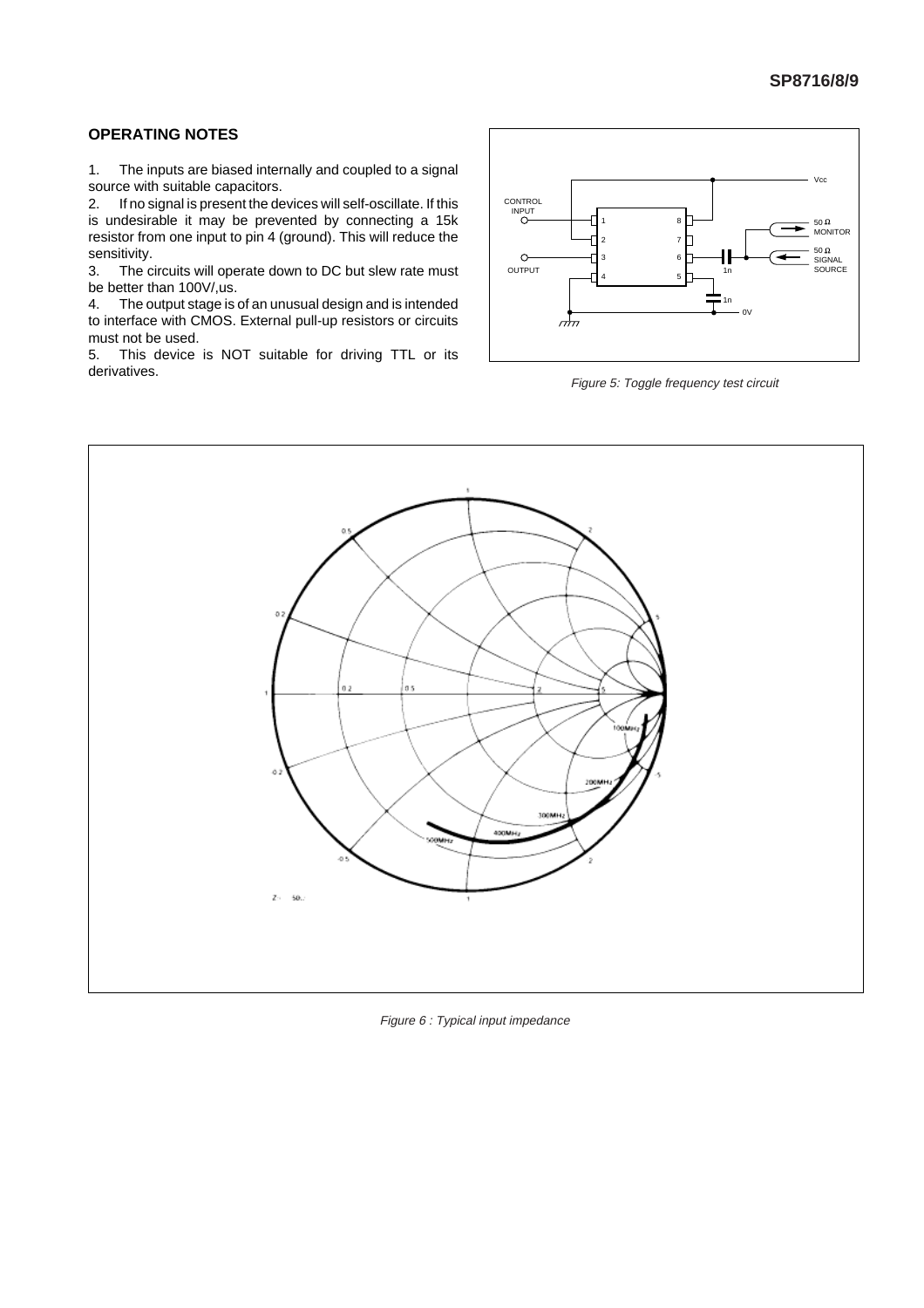## OPERATING NOTES

1. The inputs are biased internally and coupled to a signal source with suitable capacitors.
2. If no signal is present the devices will self-oscillate. If this is undesirable it may be prevented by connecting a 15k resistor from one input to pin 4 (ground). This will reduce the sensitivity.
3. The circuits will operate down to DC but slew rate must be better than 100V/,us.
4. The output stage is of an unusual design and is intended to interface with CMOS. External pull-up resistors or circuits must not be used.
5. This device is NOT suitable for driving TTL or its derivatives.

*Figure 5: Toggle frequency test circuit*

*Figure 6 : Typical input impedance*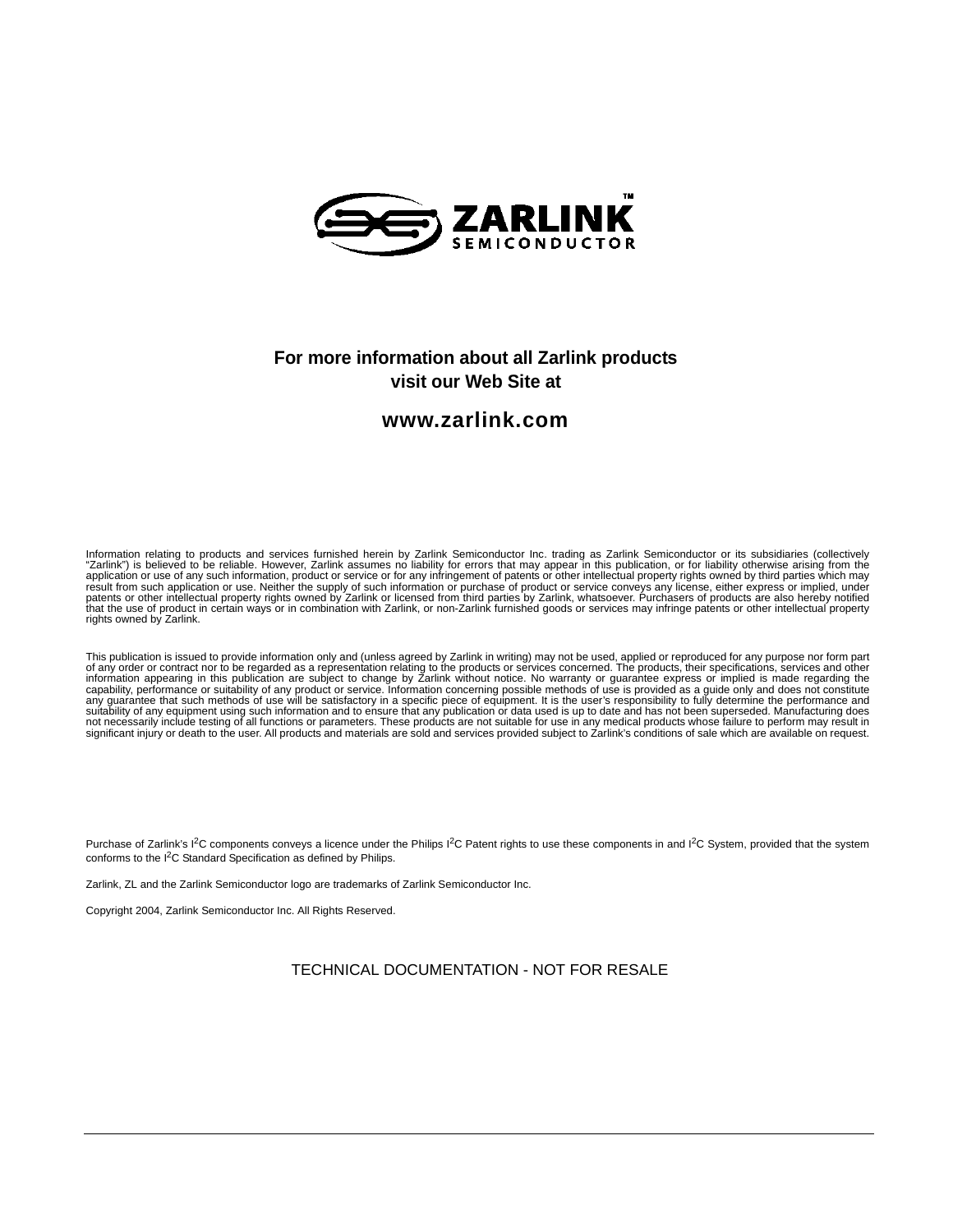**For more information about all Zarlink products visit our Web Site at**

**www.zarlink.com**

Information relating to products and services furnished herein by Zarlink Semiconductor Inc. trading as Zarlink Semiconductor or its subsidiaries (collectively "Zarlink") is believed to be reliable. However, Zarlink assumes no liability for errors that may appear in this publication, or for liability otherwise arising from the application or use of any such information, product or service or for any infringement of patents or other intellectual property rights owned by third parties which may result from such application or use. Neither the supply of such information or purchase of product or service conveys any license, either express or implied, under patents or other intellectual property rights owned by Zarlink or licensed from third parties by Zarlink, whatsoever. Purchasers of products are also hereby notified that the use of product in certain ways or in combination with Zarlink, or non-Zarlink furnished goods or services may infringe patents or other intellectual property rights owned by Zarlink.

This publication is issued to provide information only and (unless agreed by Zarlink in writing) may not be used, applied or reproduced for any purpose nor form part of any order or contract nor to be regarded as a representation relating to the products or services concerned. The products, their specifications, services and other information appearing in this publication are subject to change by Zarlink without notice. No warranty or guarantee express or implied is made regarding the capability, performance or suitability of any product or service. Information concerning possible methods of use is provided as a guide only and does not constitute any guarantee that such methods of use will be satisfactory in a specific piece of equipment. It is the user's responsibility to fully determine the performance and suitability of any equipment using such information and to ensure that any publication or data used is up to date and has not been superseded. Manufacturing does not necessarily include testing of all functions or parameters. These products are not suitable for use in any medical products whose failure to perform may result in significant injury or death to the user. All products and materials are sold and services provided subject to Zarlink's conditions of sale which are available on request.

Purchase of Zarlink's $I^2C$ components conveys a licence under the Philips $I^2C$ Patent rights to use these components in and $I^2C$ System, provided that the system conforms to the $I^2C$ Standard Specification as defined by Philips.

Zarlink, ZL and the Zarlink Semiconductor logo are trademarks of Zarlink Semiconductor Inc.

Copyright 2004, Zarlink Semiconductor Inc. All Rights Reserved.

TECHNICAL DOCUMENTATION - NOT FOR RESALE